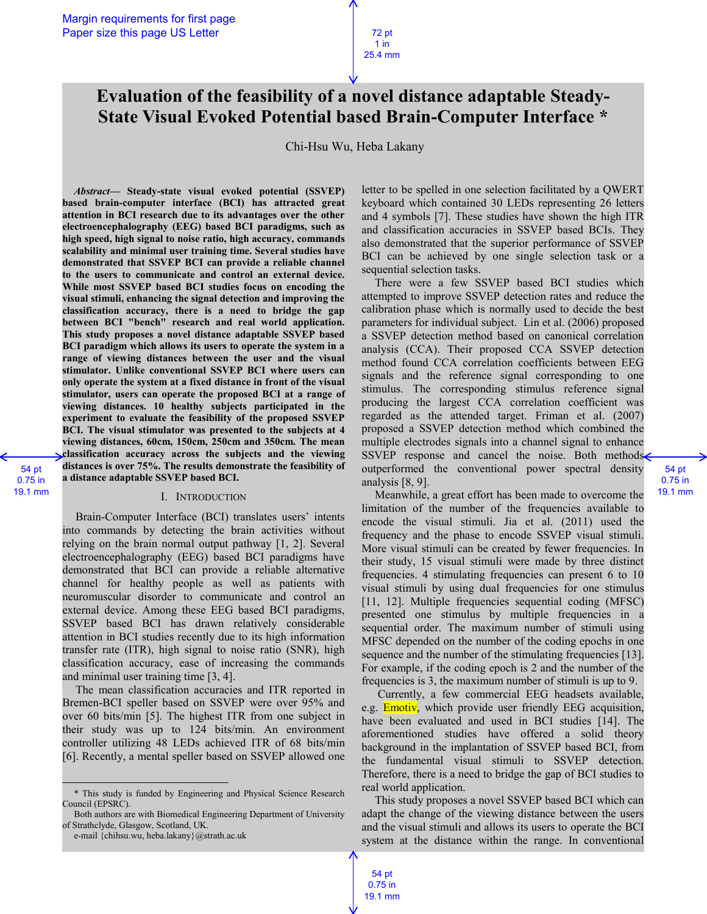# Evaluation of the feasibility of a novel distance adaptable Steady-State Visual Evoked Potential based Brain-Computer Interface *

Chi-Hsu Wu, Heba Lakany

***Abstract*— Steady-state visual evoked potential (SSVEP) based brain-computer interface (BCI) has attracted great attention in BCI research due to its advantages over the other electroencephalography (EEG) based BCI paradigms, such as high speed, high signal to noise ratio, high accuracy, commands scalability and minimal user training time. Several studies have demonstrated that SSVEP BCI can provide a reliable channel to the users to communicate and control an external device. While most SSVEP based BCI studies focus on encoding the visual stimuli, enhancing the signal detection and improving the classification accuracy, there is a need to bridge the gap between BCI "bench" research and real world application. This study proposes a novel distance adaptable SSVEP based BCI paradigm which allows its users to operate the system in a range of viewing distances between the user and the visual stimulator. Unlike conventional SSVEP BCI where users can only operate the system at a fixed distance in front of the visual stimulator, users can operate the proposed BCI at a range of viewing distances. 10 healthy subjects participated in the experiment to evaluate the feasibility of the proposed SSVEP BCI. The visual stimulator was presented to the subjects at 4 viewing distances, 60cm, 150cm, 250cm and 350cm. The mean classification accuracy across the subjects and the viewing distances is over 75%. The results demonstrate the feasibility of a distance adaptable SSVEP based BCI.**

## I. Introduction

Brain-Computer Interface (BCI) translates users' intents into commands by detecting the brain activities without relying on the brain normal output pathway [1, 2]. Several electroencephalography (EEG) based BCI paradigms have demonstrated that BCI can provide a reliable alternative channel for healthy people as well as patients with neuromuscular disorder to communicate and control an external device. Among these EEG based BCI paradigms, SSVEP based BCI has drawn relatively considerable attention in BCI studies recently due to its high information transfer rate (ITR), high signal to noise ratio (SNR), high classification accuracy, ease of increasing the commands and minimal user training time [3, 4].

The mean classification accuracies and ITR reported in Bremen-BCI speller based on SSVEP were over 95% and over 60 bits/min [5]. The highest ITR from one subject in their study was up to 124 bits/min. An environment controller utilizing 48 LEDs achieved ITR of 68 bits/min [6]. Recently, a mental speller based on SSVEP allowed one letter to be spelled in one selection facilitated by a QWERT keyboard which contained 30 LEDs representing 26 letters and 4 symbols [7]. These studies have shown the high ITR and classification accuracies in SSVEP based BCIs. They also demonstrated that the superior performance of SSVEP BCI can be achieved by one single selection task or a sequential selection tasks.

There were a few SSVEP based BCI studies which attempted to improve SSVEP detection rates and reduce the calibration phase which is normally used to decide the best parameters for individual subject. Lin et al. (2006) proposed a SSVEP detection method based on canonical correlation analysis (CCA). Their proposed CCA SSVEP detection method found CCA correlation coefficients between EEG signals and the reference signal corresponding to one stimulus. The corresponding stimulus reference signal producing the largest CCA correlation coefficient was regarded as the attended target. Friman et al. (2007) proposed a SSVEP detection method which combined the multiple electrodes signals into a channel signal to enhance SSVEP response and cancel the noise. Both methods outperformed the conventional power spectral density analysis [8, 9].

Meanwhile, a great effort has been made to overcome the limitation of the number of the frequencies available to encode the visual stimuli. Jia et al. (2011) used the frequency and the phase to encode SSVEP visual stimuli. More visual stimuli can be created by fewer frequencies. In their study, 15 visual stimuli were made by three distinct frequencies. 4 stimulating frequencies can present 6 to 10 visual stimuli by using dual frequencies for one stimulus [11, 12]. Multiple frequencies sequential coding (MFSC) presented one stimulus by multiple frequencies in a sequential order. The maximum number of stimuli using MFSC depended on the number of the coding epochs in one sequence and the number of the stimulating frequencies [13]. For example, if the coding epoch is 2 and the number of the frequencies is 3, the maximum number of stimuli is up to 9.

Currently, a few commercial EEG headsets available, e.g. Emotiv, which provide user friendly EEG acquisition, have been evaluated and used in BCI studies [14]. The aforementioned studies have offered a solid theory background in the implantation of SSVEP based BCI, from the fundamental visual stimuli to SSVEP detection. Therefore, there is a need to bridge the gap of BCI studies to real world application.

This study proposes a novel SSVEP based BCI which can adapt the change of the viewing distance between the users and the visual stimuli and allows its users to operate the BCI system at the distance within the range. In conventional

---

\* This study is funded by Engineering and Physical Science Research Council (EPSRC).

Both authors are with Biomedical Engineering Department of University of Strathclyde, Glasgow, Scotland, UK.

e-mail {chihsu.wu, heba.lakany}@strath.ac.uk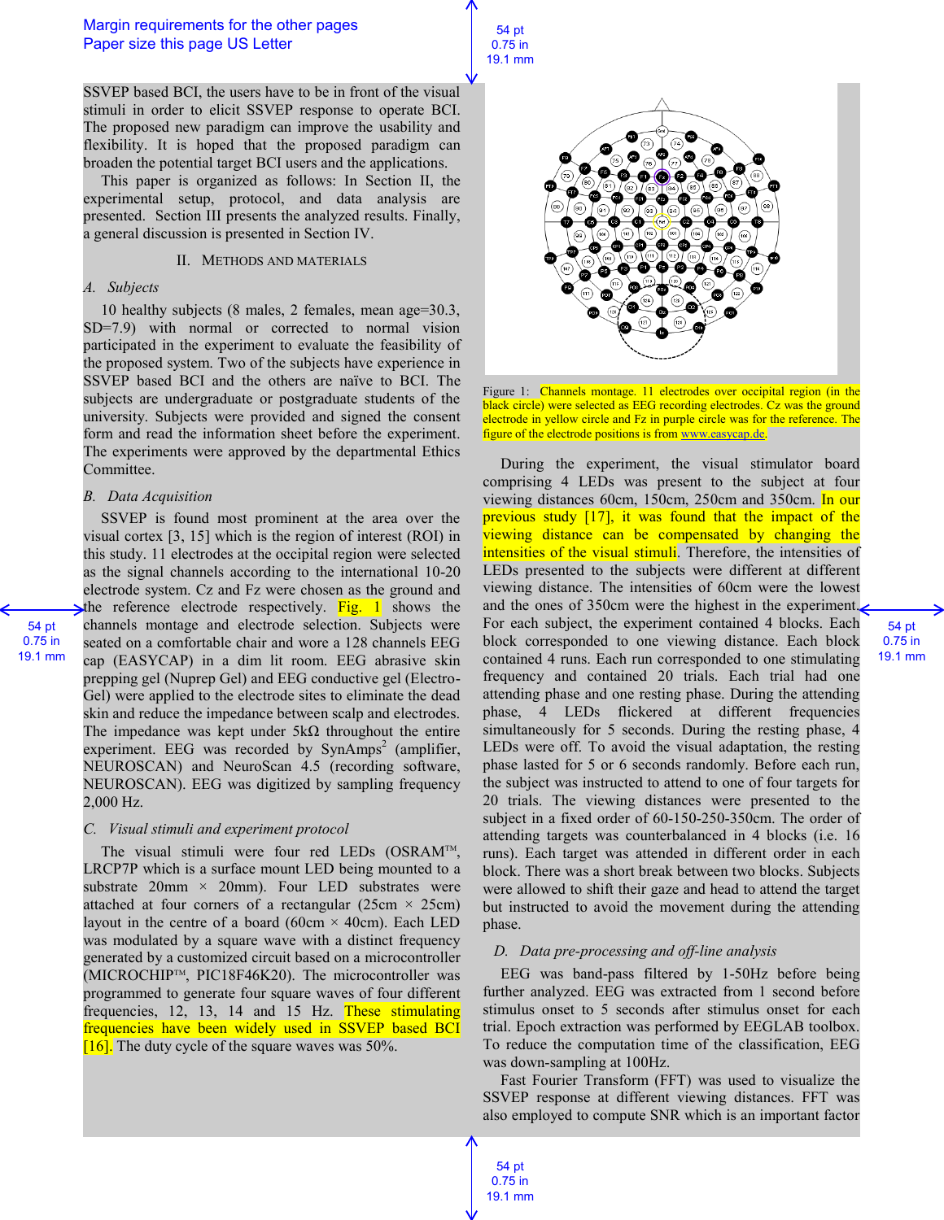SSVEP based BCI, the users have to be in front of the visual stimuli in order to elicit SSVEP response to operate BCI. The proposed new paradigm can improve the usability and flexibility. It is hoped that the proposed paradigm can broaden the potential target BCI users and the applications.

This paper is organized as follows: In Section II, the experimental setup, protocol, and data analysis are presented. Section III presents the analyzed results. Finally, a general discussion is presented in Section IV.

## II. Methods and Materials

### A. Subjects

10 healthy subjects (8 males, 2 females, mean age=30.3, SD=7.9) with normal or corrected to normal vision participated in the experiment to evaluate the feasibility of the proposed system. Two of the subjects have experience in SSVEP based BCI and the others are naïve to BCI. The subjects are undergraduate or postgraduate students of the university. Subjects were provided and signed the consent form and read the information sheet before the experiment. The experiments were approved by the departmental Ethics Committee.

### B. Data Acquisition

SSVEP is found most prominent at the area over the visual cortex [3, 15] which is the region of interest (ROI) in this study. 11 electrodes at the occipital region were selected as the signal channels according to the international 10-20 electrode system. Cz and Fz were chosen as the ground and the reference electrode respectively. Fig. 1 shows the channels montage and electrode selection. Subjects were seated on a comfortable chair and wore a 128 channels EEG cap (EASYCAP) in a dim lit room. EEG abrasive skin prepping gel (Nuprep Gel) and EEG conductive gel (Electro-Gel) were applied to the electrode sites to eliminate the dead skin and reduce the impedance between scalp and electrodes. The impedance was kept under 5kΩ throughout the entire experiment. EEG was recorded by SynAmps[2] (amplifier, NEUROSCAN) and NeuroScan 4.5 (recording software, NEUROSCAN). EEG was digitized by sampling frequency 2,000 Hz.

### C. Visual stimuli and experiment protocol

The visual stimuli were four red LEDs (OSRAM™, LRCP7P which is a surface mount LED being mounted to a substrate 20mm × 20mm). Four LED substrates were attached at four corners of a rectangular (25cm × 25cm) layout in the centre of a board (60cm × 40cm). Each LED was modulated by a square wave with a distinct frequency generated by a customized circuit based on a microcontroller (MICROCHIP™, PIC18F46K20). The microcontroller was programmed to generate four square waves of four different frequencies, 12, 13, 14 and 15 Hz. These stimulating frequencies have been widely used in SSVEP based BCI [16]. The duty cycle of the square waves was 50%.

Figure 1: Channels montage. 11 electrodes over occipital region (in the black circle) were selected as EEG recording electrodes. Cz was the ground electrode in yellow circle and Fz in purple circle was for the reference. The figure of the electrode positions is from www.easycap.de.

During the experiment, the visual stimulator board comprising 4 LEDs was present to the subject at four viewing distances 60cm, 150cm, 250cm and 350cm. In our previous study [17], it was found that the impact of the viewing distance can be compensated by changing the intensities of the visual stimuli. Therefore, the intensities of LEDs presented to the subjects were different at different viewing distance. The intensities of 60cm were the lowest and the ones of 350cm were the highest in the experiment. For each subject, the experiment contained 4 blocks. Each block corresponded to one viewing distance. Each block contained 4 runs. Each run corresponded to one stimulating frequency and contained 20 trials. Each trial had one attending phase and one resting phase. During the attending phase, 4 LEDs flickered at different frequencies simultaneously for 5 seconds. During the resting phase, 4 LEDs were off. To avoid the visual adaptation, the resting phase lasted for 5 or 6 seconds randomly. Before each run, the subject was instructed to attend to one of four targets for 20 trials. The viewing distances were presented to the subject in a fixed order of 60-150-250-350cm. The order of attending targets was counterbalanced in 4 blocks (i.e. 16 runs). Each target was attended in different order in each block. There was a short break between two blocks. Subjects were allowed to shift their gaze and head to attend the target but instructed to avoid the movement during the attending phase.

### D. Data pre-processing and off-line analysis

EEG was band-pass filtered by 1-50Hz before being further analyzed. EEG was extracted from 1 second before stimulus onset to 5 seconds after stimulus onset for each trial. Epoch extraction was performed by EEGLAB toolbox. To reduce the computation time of the classification, EEG was down-sampling at 100Hz.

Fast Fourier Transform (FFT) was used to visualize the SSVEP response at different viewing distances. FFT was also employed to compute SNR which is an important factor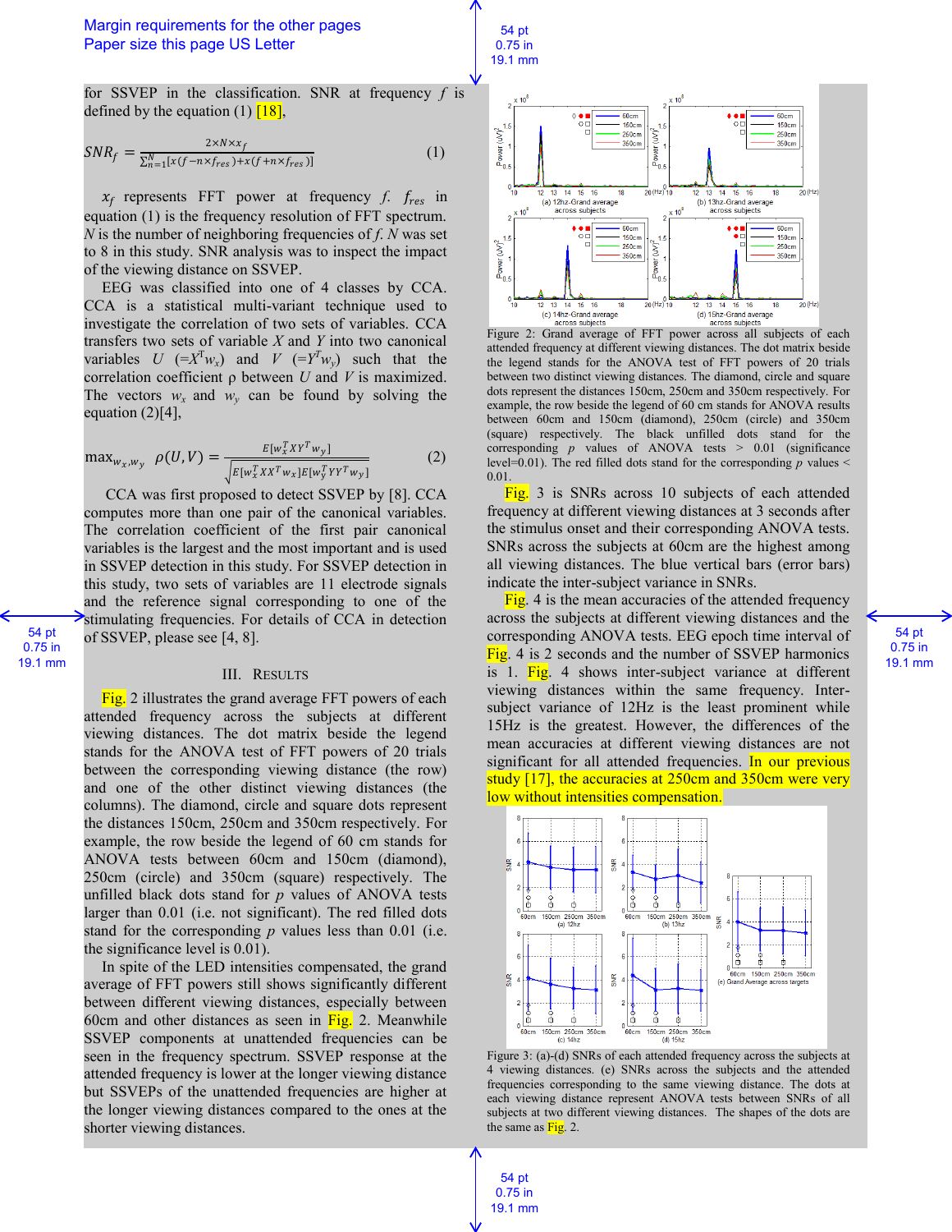for SSVEP in the classification. SNR at frequency $f$ is defined by the equation (1) [18],

$$SNR_f = \frac{2 \times N \times x_f}{\sum_{n=1}^{N}[x(f - n \times f_{res}) + x(f + n \times f_{res})]} \quad (1)$$

$x_f$ represents FFT power at frequency $f$. $f_{res}$ in equation (1) is the frequency resolution of FFT spectrum. $N$ is the number of neighboring frequencies of $f$. $N$ was set to 8 in this study. SNR analysis was to inspect the impact of the viewing distance on SSVEP.

EEG was classified into one of 4 classes by CCA. CCA is a statistical multi-variant technique used to investigate the correlation of two sets of variables. CCA transfers two sets of variable $X$ and $Y$ into two canonical variables $U$ $(=X^T w_x)$ and $V$ $(=Y^T w_y)$ such that the correlation coefficient ρ between $U$ and $V$ is maximized. The vectors $w_x$ and $w_y$ can be found by solving the equation (2)[4],

$$\max_{w_x, w_y} \rho(U, V) = \frac{E[w_x^T X Y^T w_y]}{\sqrt{E[w_x^T X X^T w_x] E[w_y^T Y Y^T w_y]}} \quad (2)$$

CCA was first proposed to detect SSVEP by [8]. CCA computes more than one pair of the canonical variables. The correlation coefficient of the first pair canonical variables is the largest and the most important and is used in SSVEP detection in this study. For SSVEP detection in this study, two sets of variables are 11 electrode signals and the reference signal corresponding to one of the stimulating frequencies. For details of CCA in detection of SSVEP, please see [4, 8].

## III. Results

Fig. 2 illustrates the grand average FFT powers of each attended frequency across the subjects at different viewing distances. The dot matrix beside the legend stands for the ANOVA test of FFT powers of 20 trials between the corresponding viewing distance (the row) and one of the other distinct viewing distances (the columns). The diamond, circle and square dots represent the distances 150cm, 250cm and 350cm respectively. For example, the row beside the legend of 60 cm stands for ANOVA tests between 60cm and 150cm (diamond), 250cm (circle) and 350cm (square) respectively. The unfilled black dots stand for $p$ values of ANOVA tests larger than 0.01 (i.e. not significant). The red filled dots stand for the corresponding $p$ values less than 0.01 (i.e. the significance level is 0.01).

In spite of the LED intensities compensated, the grand average of FFT powers still shows significantly different between different viewing distances, especially between 60cm and other distances as seen in Fig. 2. Meanwhile SSVEP components at unattended frequencies can be seen in the frequency spectrum. SSVEP response at the attended frequency is lower at the longer viewing distance but SSVEPs of the unattended frequencies are higher at the longer viewing distances compared to the ones at the shorter viewing distances.

Figure 2: Grand average of FFT power across all subjects of each attended frequency at different viewing distances. The dot matrix beside the legend stands for the ANOVA test of FFT powers of 20 trials between two distinct viewing distances. The diamond, circle and square dots represent the distances 150cm, 250cm and 350cm respectively. For example, the row beside the legend of 60 cm stands for ANOVA results between 60cm and 150cm (diamond), 250cm (circle) and 350cm (square) respectively. The black unfilled dots stand for the corresponding $p$ values of ANOVA tests > 0.01 (significance level=0.01). The red filled dots stand for the corresponding $p$ values < 0.01.

Fig. 3 is SNRs across 10 subjects of each attended frequency at different viewing distances at 3 seconds after the stimulus onset and their corresponding ANOVA tests. SNRs across the subjects at 60cm are the highest among all viewing distances. The blue vertical bars (error bars) indicate the inter-subject variance in SNRs.

Fig. 4 is the mean accuracies of the attended frequency across the subjects at different viewing distances and the corresponding ANOVA tests. EEG epoch time interval of Fig. 4 is 2 seconds and the number of SSVEP harmonics is 1. Fig. 4 shows inter-subject variance at different viewing distances within the same frequency. Inter-subject variance of 12Hz is the least prominent while 15Hz is the greatest. However, the differences of the mean accuracies at different viewing distances are not significant for all attended frequencies. In our previous study [17], the accuracies at 250cm and 350cm were very low without intensities compensation.

Figure 3: (a)-(d) SNRs of each attended frequency across the subjects at 4 viewing distances. (e) SNRs across the subjects and the attended frequencies corresponding to the same viewing distance. The dots at each viewing distance represent ANOVA tests between SNRs of all subjects at two different viewing distances. The shapes of the dots are the same as Fig. 2.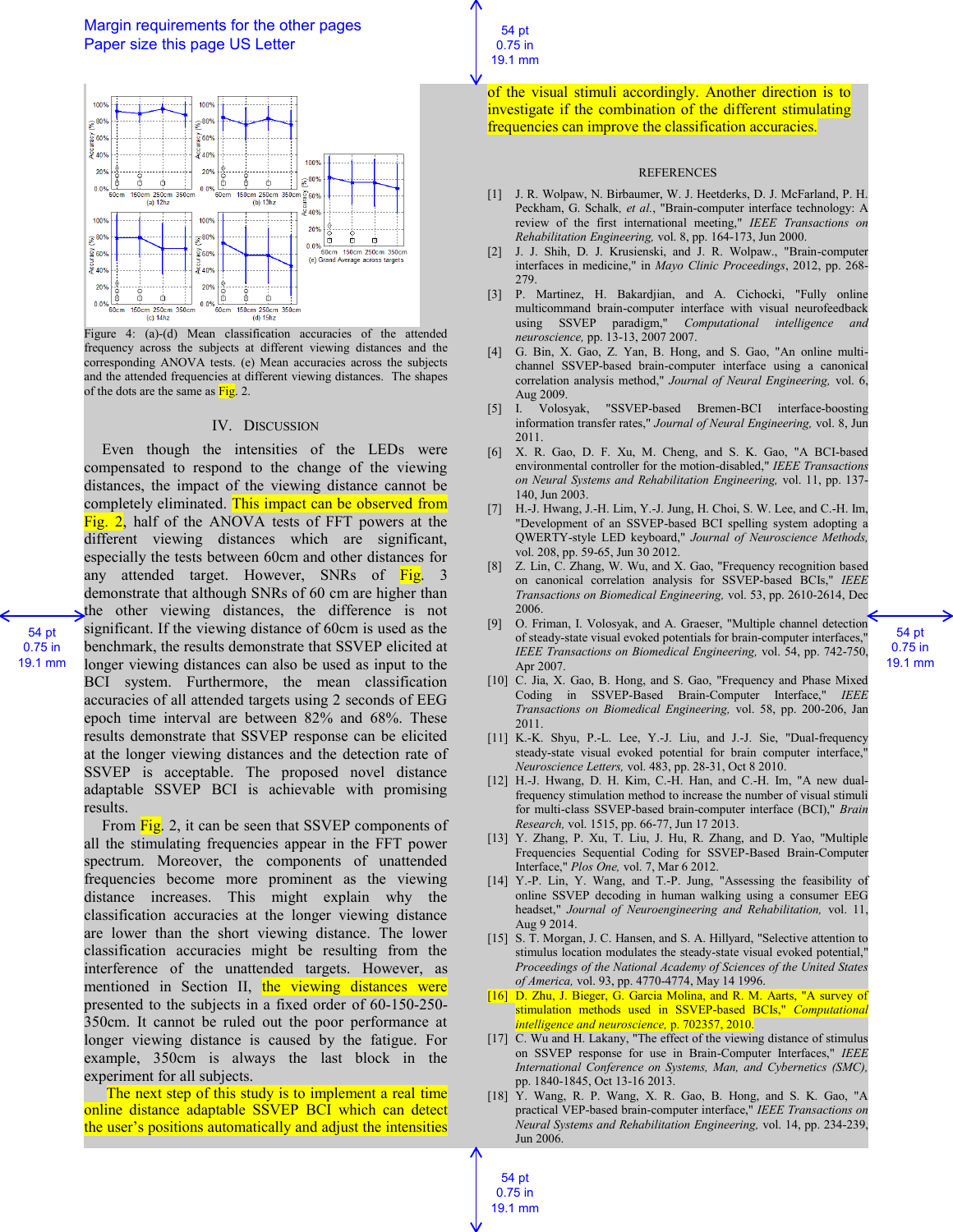100%
80%
60%
40%
20%
0.0%
Accuracy (%)
60cm 150cm 250cm 350cm
(a) 12hz

100%
80%
60%
40%
20%
0.0%
Accuracy (%)
60cm 150cm 250cm 350cm
(b) 13hz

100%
80%
60%
40%
20%
0.0%
Accuracy (%)
60cm 150cm 250cm 350cm
(e) Grand Average across targets

100%
80%
60%
40%
20%
0.0%
Accuracy (%)
60cm 150cm 250cm 350cm
(c) 14hz

100%
80%
60%
40%
20%
0.0%
Accuracy (%)
60cm 150cm 250cm 350cm
(d) 15hz

Figure 4: (a)-(d) Mean classification accuracies of the attended frequency across the subjects at different viewing distances and the corresponding ANOVA tests. (e) Mean accuracies across the subjects and the attended frequencies at different viewing distances. The shapes of the dots are the same as Fig. 2.

## IV. Discussion

Even though the intensities of the LEDs were compensated to respond to the change of the viewing distances, the impact of the viewing distance cannot be completely eliminated. This impact can be observed from Fig. 2, half of the ANOVA tests of FFT powers at the different viewing distances which are significant, especially the tests between 60cm and other distances for any attended target. However, SNRs of Fig. 3 demonstrate that although SNRs of 60 cm are higher than the other viewing distances, the difference is not significant. If the viewing distance of 60cm is used as the benchmark, the results demonstrate that SSVEP elicited at longer viewing distances can also be used as input to the BCI system. Furthermore, the mean classification accuracies of all attended targets using 2 seconds of EEG epoch time interval are between 82% and 68%. These results demonstrate that SSVEP response can be elicited at the longer viewing distances and the detection rate of SSVEP is acceptable. The proposed novel distance adaptable SSVEP BCI is achievable with promising results.

From Fig. 2, it can be seen that SSVEP components of all the stimulating frequencies appear in the FFT power spectrum. Moreover, the components of unattended frequencies become more prominent as the viewing distance increases. This might explain why the classification accuracies at the longer viewing distance are lower than the short viewing distance. The lower classification accuracies might be resulting from the interference of the unattended targets. However, as mentioned in Section II, the viewing distances were presented to the subjects in a fixed order of 60-150-250-350cm. It cannot be ruled out the poor performance at longer viewing distance is caused by the fatigue. For example, 350cm is always the last block in the experiment for all subjects.

The next step of this study is to implement a real time online distance adaptable SSVEP BCI which can detect the user's positions automatically and adjust the intensities of the visual stimuli accordingly. Another direction is to investigate if the combination of the different stimulating frequencies can improve the classification accuracies.

## References

[1] J. R. Wolpaw, N. Birbaumer, W. J. Heetderks, D. J. McFarland, P. H. Peckham, G. Schalk, *et al.*, "Brain-computer interface technology: A review of the first international meeting," *IEEE Transactions on Rehabilitation Engineering,* vol. 8, pp. 164-173, Jun 2000.

[2] J. J. Shih, D. J. Krusienski, and J. R. Wolpaw., "Brain-computer interfaces in medicine," in *Mayo Clinic Proceedings*, 2012, pp. 268-279.

[3] P. Martinez, H. Bakardjian, and A. Cichocki, "Fully online multicommand brain-computer interface with visual neurofeedback using SSVEP paradigm," *Computational intelligence and neuroscience,* pp. 13-13, 2007 2007.

[4] G. Bin, X. Gao, Z. Yan, B. Hong, and S. Gao, "An online multi-channel SSVEP-based brain-computer interface using a canonical correlation analysis method," *Journal of Neural Engineering,* vol. 6, Aug 2009.

[5] I. Volosyak, "SSVEP-based Bremen-BCI interface-boosting information transfer rates," *Journal of Neural Engineering,* vol. 8, Jun 2011.

[6] X. R. Gao, D. F. Xu, M. Cheng, and S. K. Gao, "A BCI-based environmental controller for the motion-disabled," *IEEE Transactions on Neural Systems and Rehabilitation Engineering,* vol. 11, pp. 137-140, Jun 2003.

[7] H.-J. Hwang, J.-H. Lim, Y.-J. Jung, H. Choi, S. W. Lee, and C.-H. Im, "Development of an SSVEP-based BCI spelling system adopting a QWERTY-style LED keyboard," *Journal of Neuroscience Methods,* vol. 208, pp. 59-65, Jun 30 2012.

[8] Z. Lin, C. Zhang, W. Wu, and X. Gao, "Frequency recognition based on canonical correlation analysis for SSVEP-based BCIs," *IEEE Transactions on Biomedical Engineering,* vol. 53, pp. 2610-2614, Dec 2006.

[9] O. Friman, I. Volosyak, and A. Graeser, "Multiple channel detection of steady-state visual evoked potentials for brain-computer interfaces," *IEEE Transactions on Biomedical Engineering,* vol. 54, pp. 742-750, Apr 2007.

[10] C. Jia, X. Gao, B. Hong, and S. Gao, "Frequency and Phase Mixed Coding in SSVEP-Based Brain-Computer Interface," *IEEE Transactions on Biomedical Engineering,* vol. 58, pp. 200-206, Jan 2011.

[11] K.-K. Shyu, P.-L. Lee, Y.-J. Liu, and J.-J. Sie, "Dual-frequency steady-state visual evoked potential for brain computer interface," *Neuroscience Letters,* vol. 483, pp. 28-31, Oct 8 2010.

[12] H.-J. Hwang, D. H. Kim, C.-H. Han, and C.-H. Im, "A new dual-frequency stimulation method to increase the number of visual stimuli for multi-class SSVEP-based brain-computer interface (BCI)," *Brain Research,* vol. 1515, pp. 66-77, Jun 17 2013.

[13] Y. Zhang, P. Xu, T. Liu, J. Hu, R. Zhang, and D. Yao, "Multiple Frequencies Sequential Coding for SSVEP-Based Brain-Computer Interface," *Plos One,* vol. 7, Mar 6 2012.

[14] Y.-P. Lin, Y. Wang, and T.-P. Jung, "Assessing the feasibility of online SSVEP decoding in human walking using a consumer EEG headset," *Journal of Neuroengineering and Rehabilitation,* vol. 11, Aug 9 2014.

[15] S. T. Morgan, J. C. Hansen, and S. A. Hillyard, "Selective attention to stimulus location modulates the steady-state visual evoked potential," *Proceedings of the National Academy of Sciences of the United States of America,* vol. 93, pp. 4770-4774, May 14 1996.

[16] D. Zhu, J. Bieger, G. Garcia Molina, and R. M. Aarts, "A survey of stimulation methods used in SSVEP-based BCIs," *Computational intelligence and neuroscience,* p. 702357, 2010.

[17] C. Wu and H. Lakany, "The effect of the viewing distance of stimulus on SSVEP response for use in Brain-Computer Interfaces," *IEEE International Conference on Systems, Man, and Cybernetics (SMC),* pp. 1840-1845, Oct 13-16 2013.

[18] Y. Wang, R. P. Wang, X. R. Gao, B. Hong, and S. K. Gao, "A practical VEP-based brain-computer interface," *IEEE Transactions on Neural Systems and Rehabilitation Engineering,* vol. 14, pp. 234-239, Jun 2006.